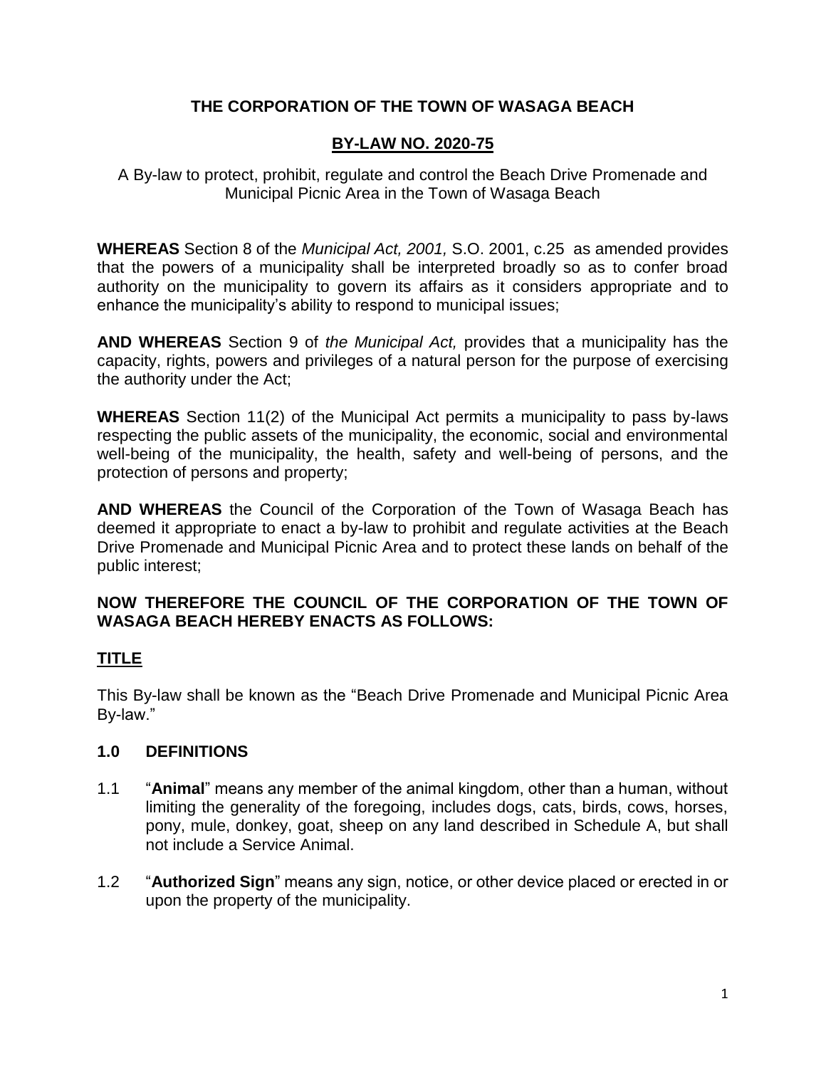# THE CORPORATION OF THE TOWN OF WASAGA BEACH

## BY-LAW NO. 2020-75

A By-law to protect, prohibit, regulate and control the Beach Drive Promenade and Municipal Picnic Area in the Town of Wasaga Beach

**WHEREAS** Section 8 of the *Municipal Act, 2001,* S.O. 2001, c.25 as amended provides that the powers of a municipality shall be interpreted broadly so as to confer broad authority on the municipality to govern its affairs as it considers appropriate and to enhance the municipality's ability to respond to municipal issues;

**AND WHEREAS** Section 9 of *the Municipal Act,* provides that a municipality has the capacity, rights, powers and privileges of a natural person for the purpose of exercising the authority under the Act;

**WHEREAS** Section 11(2) of the Municipal Act permits a municipality to pass by-laws respecting the public assets of the municipality, the economic, social and environmental well-being of the municipality, the health, safety and well-being of persons, and the protection of persons and property;

**AND WHEREAS** the Council of the Corporation of the Town of Wasaga Beach has deemed it appropriate to enact a by-law to prohibit and regulate activities at the Beach Drive Promenade and Municipal Picnic Area and to protect these lands on behalf of the public interest;

**NOW THEREFORE THE COUNCIL OF THE CORPORATION OF THE TOWN OF WASAGA BEACH HEREBY ENACTS AS FOLLOWS:**

## TITLE

This By-law shall be known as the "Beach Drive Promenade and Municipal Picnic Area By-law."

## 1.0 DEFINITIONS

1.1 "**Animal**" means any member of the animal kingdom, other than a human, without limiting the generality of the foregoing, includes dogs, cats, birds, cows, horses, pony, mule, donkey, goat, sheep on any land described in Schedule A, but shall not include a Service Animal.

1.2 "**Authorized Sign**" means any sign, notice, or other device placed or erected in or upon the property of the municipality.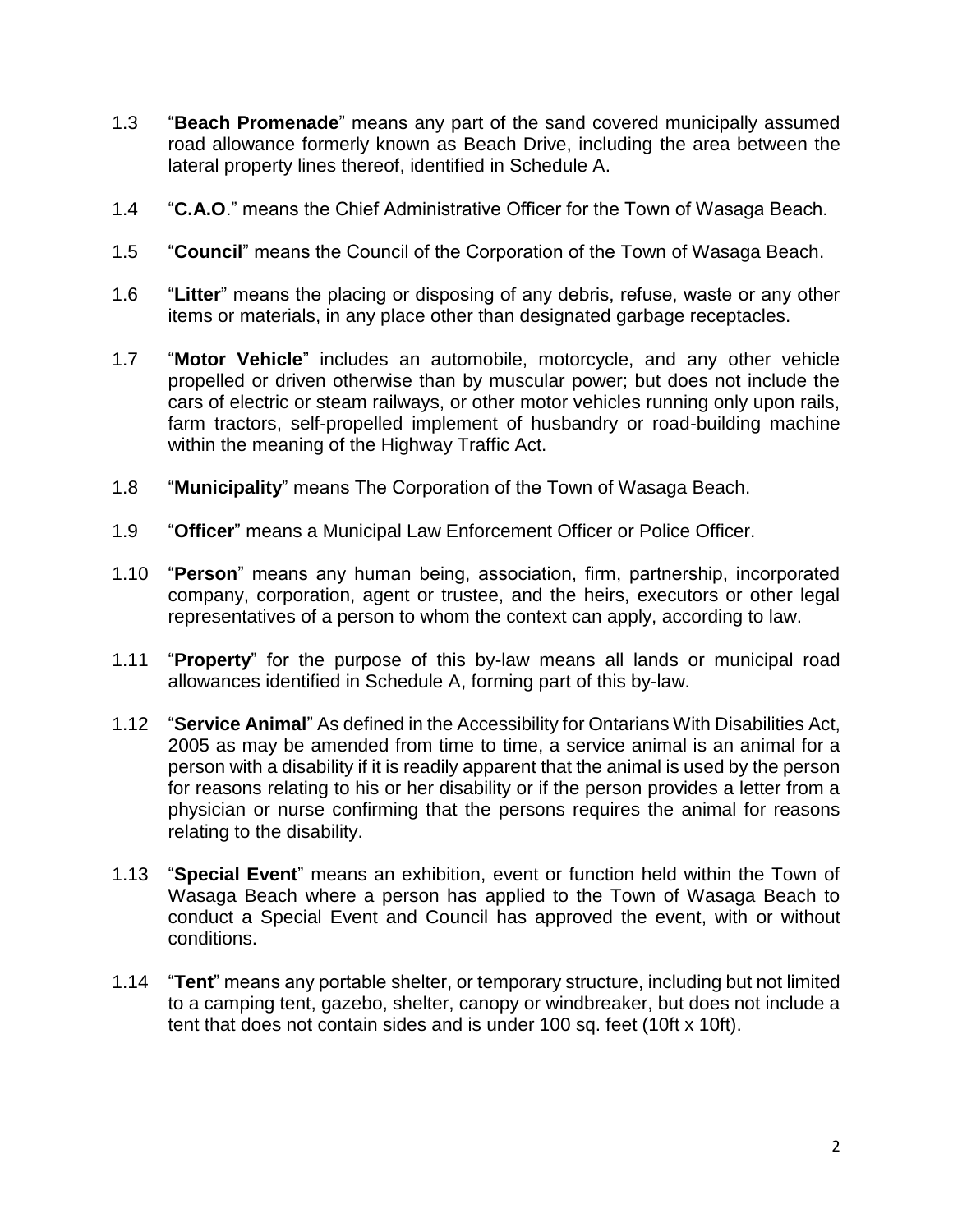1.3 "**Beach Promenade**" means any part of the sand covered municipally assumed road allowance formerly known as Beach Drive, including the area between the lateral property lines thereof, identified in Schedule A.

1.4 "**C.A.O**." means the Chief Administrative Officer for the Town of Wasaga Beach.

1.5 "**Council**" means the Council of the Corporation of the Town of Wasaga Beach.

1.6 "**Litter**" means the placing or disposing of any debris, refuse, waste or any other items or materials, in any place other than designated garbage receptacles.

1.7 "**Motor Vehicle**" includes an automobile, motorcycle, and any other vehicle propelled or driven otherwise than by muscular power; but does not include the cars of electric or steam railways, or other motor vehicles running only upon rails, farm tractors, self-propelled implement of husbandry or road-building machine within the meaning of the Highway Traffic Act.

1.8 "**Municipality**" means The Corporation of the Town of Wasaga Beach.

1.9 "**Officer**" means a Municipal Law Enforcement Officer or Police Officer.

1.10 "**Person**" means any human being, association, firm, partnership, incorporated company, corporation, agent or trustee, and the heirs, executors or other legal representatives of a person to whom the context can apply, according to law.

1.11 "**Property**" for the purpose of this by-law means all lands or municipal road allowances identified in Schedule A, forming part of this by-law.

1.12 "**Service Animal**" As defined in the Accessibility for Ontarians With Disabilities Act, 2005 as may be amended from time to time, a service animal is an animal for a person with a disability if it is readily apparent that the animal is used by the person for reasons relating to his or her disability or if the person provides a letter from a physician or nurse confirming that the persons requires the animal for reasons relating to the disability.

1.13 "**Special Event**" means an exhibition, event or function held within the Town of Wasaga Beach where a person has applied to the Town of Wasaga Beach to conduct a Special Event and Council has approved the event, with or without conditions.

1.14 "**Tent**" means any portable shelter, or temporary structure, including but not limited to a camping tent, gazebo, shelter, canopy or windbreaker, but does not include a tent that does not contain sides and is under 100 sq. feet (10ft x 10ft).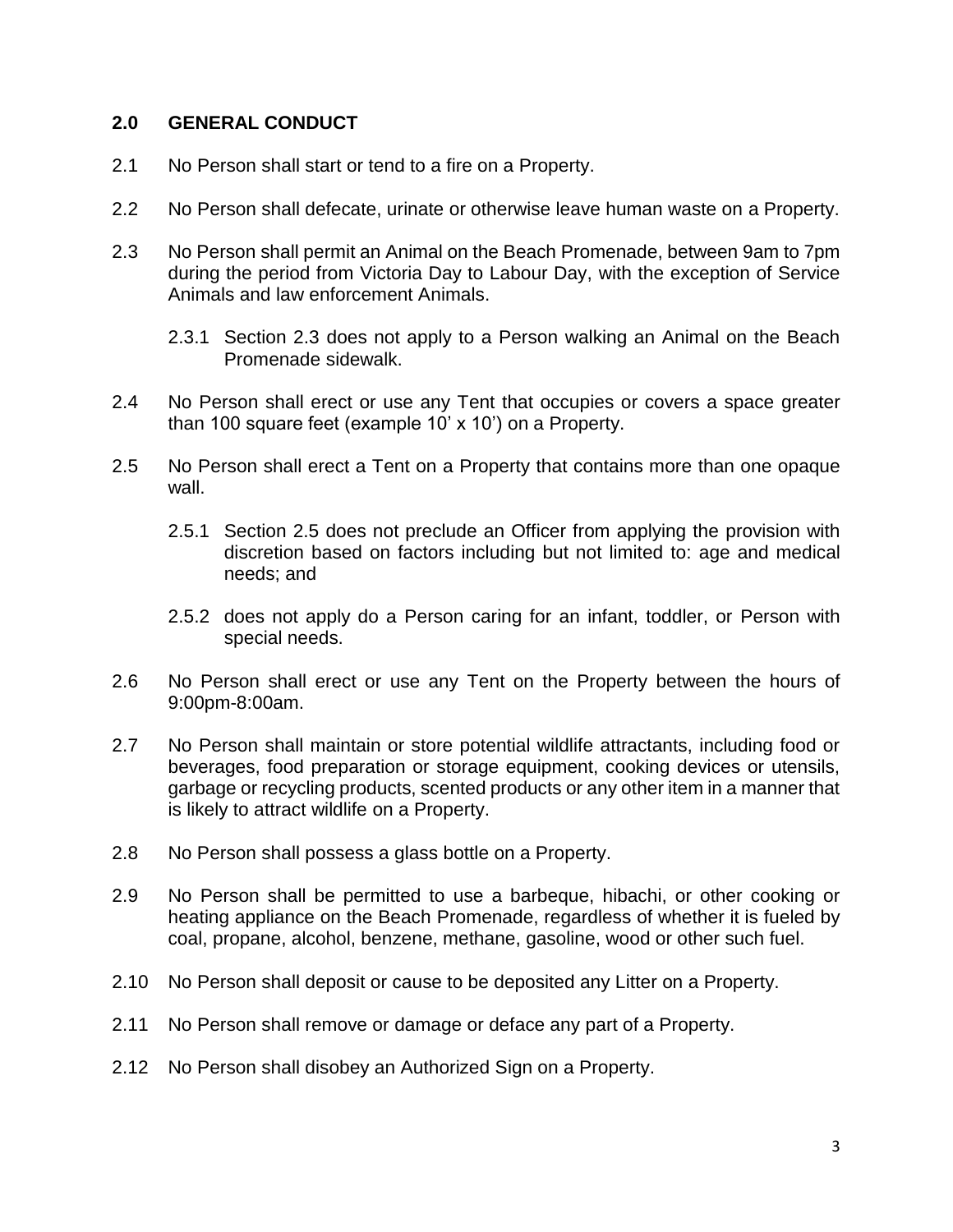## 2.0 GENERAL CONDUCT

2.1 No Person shall start or tend to a fire on a Property.

2.2 No Person shall defecate, urinate or otherwise leave human waste on a Property.

2.3 No Person shall permit an Animal on the Beach Promenade, between 9am to 7pm during the period from Victoria Day to Labour Day, with the exception of Service Animals and law enforcement Animals.

> 2.3.1 Section 2.3 does not apply to a Person walking an Animal on the Beach Promenade sidewalk.

2.4 No Person shall erect or use any Tent that occupies or covers a space greater than 100 square feet (example 10' x 10') on a Property.

2.5 No Person shall erect a Tent on a Property that contains more than one opaque wall.

> 2.5.1 Section 2.5 does not preclude an Officer from applying the provision with discretion based on factors including but not limited to: age and medical needs; and
>
> 2.5.2 does not apply do a Person caring for an infant, toddler, or Person with special needs.

2.6 No Person shall erect or use any Tent on the Property between the hours of 9:00pm-8:00am.

2.7 No Person shall maintain or store potential wildlife attractants, including food or beverages, food preparation or storage equipment, cooking devices or utensils, garbage or recycling products, scented products or any other item in a manner that is likely to attract wildlife on a Property.

2.8 No Person shall possess a glass bottle on a Property.

2.9 No Person shall be permitted to use a barbeque, hibachi, or other cooking or heating appliance on the Beach Promenade, regardless of whether it is fueled by coal, propane, alcohol, benzene, methane, gasoline, wood or other such fuel.

2.10 No Person shall deposit or cause to be deposited any Litter on a Property.

2.11 No Person shall remove or damage or deface any part of a Property.

2.12 No Person shall disobey an Authorized Sign on a Property.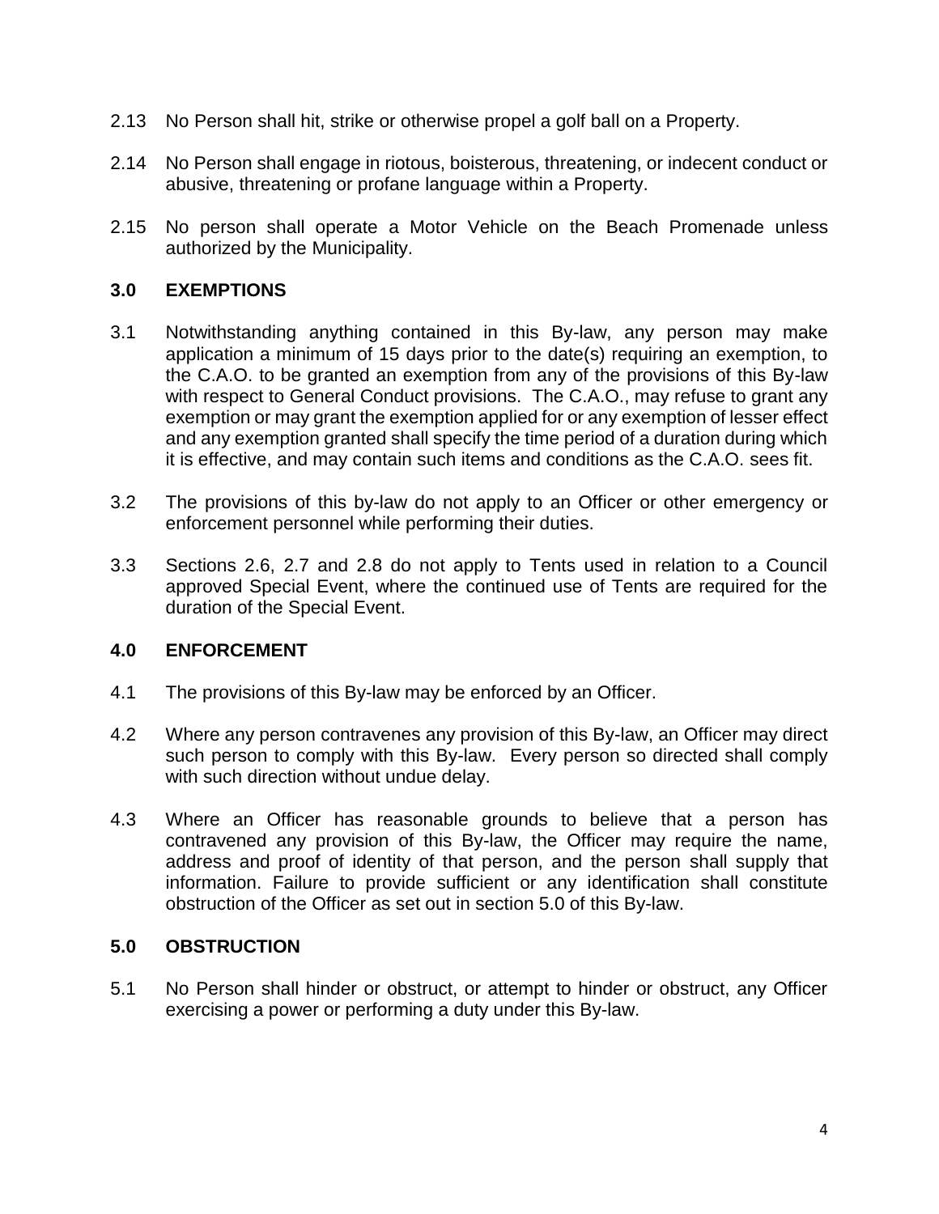2.13 No Person shall hit, strike or otherwise propel a golf ball on a Property.

2.14 No Person shall engage in riotous, boisterous, threatening, or indecent conduct or abusive, threatening or profane language within a Property.

2.15 No person shall operate a Motor Vehicle on the Beach Promenade unless authorized by the Municipality.

## 3.0 EXEMPTIONS

3.1 Notwithstanding anything contained in this By-law, any person may make application a minimum of 15 days prior to the date(s) requiring an exemption, to the C.A.O. to be granted an exemption from any of the provisions of this By-law with respect to General Conduct provisions. The C.A.O., may refuse to grant any exemption or may grant the exemption applied for or any exemption of lesser effect and any exemption granted shall specify the time period of a duration during which it is effective, and may contain such items and conditions as the C.A.O. sees fit.

3.2 The provisions of this by-law do not apply to an Officer or other emergency or enforcement personnel while performing their duties.

3.3 Sections 2.6, 2.7 and 2.8 do not apply to Tents used in relation to a Council approved Special Event, where the continued use of Tents are required for the duration of the Special Event.

## 4.0 ENFORCEMENT

4.1 The provisions of this By-law may be enforced by an Officer.

4.2 Where any person contravenes any provision of this By-law, an Officer may direct such person to comply with this By-law. Every person so directed shall comply with such direction without undue delay.

4.3 Where an Officer has reasonable grounds to believe that a person has contravened any provision of this By-law, the Officer may require the name, address and proof of identity of that person, and the person shall supply that information. Failure to provide sufficient or any identification shall constitute obstruction of the Officer as set out in section 5.0 of this By-law.

## 5.0 OBSTRUCTION

5.1 No Person shall hinder or obstruct, or attempt to hinder or obstruct, any Officer exercising a power or performing a duty under this By-law.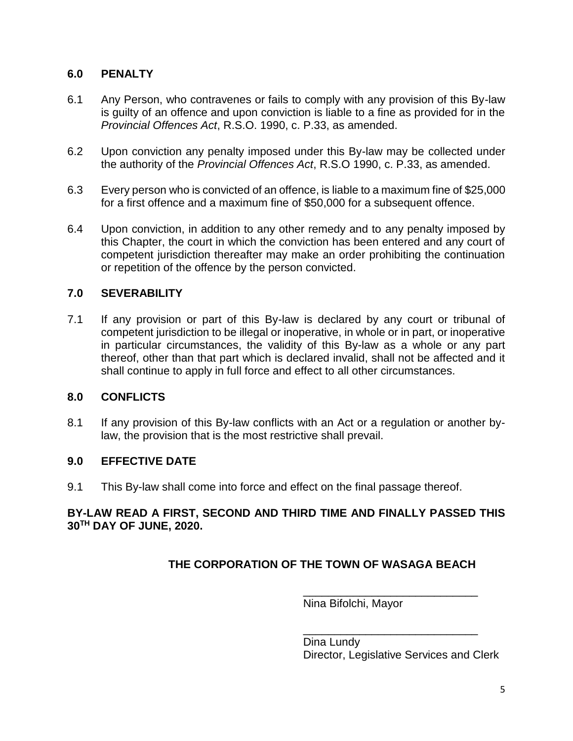## 6.0 PENALTY

6.1 Any Person, who contravenes or fails to comply with any provision of this By-law is guilty of an offence and upon conviction is liable to a fine as provided for in the *Provincial Offences Act*, R.S.O. 1990, c. P.33, as amended.

6.2 Upon conviction any penalty imposed under this By-law may be collected under the authority of the *Provincial Offences Act*, R.S.O 1990, c. P.33, as amended.

6.3 Every person who is convicted of an offence, is liable to a maximum fine of $25,000 for a first offence and a maximum fine of $50,000 for a subsequent offence.

6.4 Upon conviction, in addition to any other remedy and to any penalty imposed by this Chapter, the court in which the conviction has been entered and any court of competent jurisdiction thereafter may make an order prohibiting the continuation or repetition of the offence by the person convicted.

## 7.0 SEVERABILITY

7.1 If any provision or part of this By-law is declared by any court or tribunal of competent jurisdiction to be illegal or inoperative, in whole or in part, or inoperative in particular circumstances, the validity of this By-law as a whole or any part thereof, other than that part which is declared invalid, shall not be affected and it shall continue to apply in full force and effect to all other circumstances.

## 8.0 CONFLICTS

8.1 If any provision of this By-law conflicts with an Act or a regulation or another by-law, the provision that is the most restrictive shall prevail.

## 9.0 EFFECTIVE DATE

9.1 This By-law shall come into force and effect on the final passage thereof.

**BY-LAW READ A FIRST, SECOND AND THIRD TIME AND FINALLY PASSED THIS 30TH DAY OF JUNE, 2020.**

**THE CORPORATION OF THE TOWN OF WASAGA BEACH**

_____________________________
Nina Bifolchi, Mayor

_____________________________
Dina Lundy
Director, Legislative Services and Clerk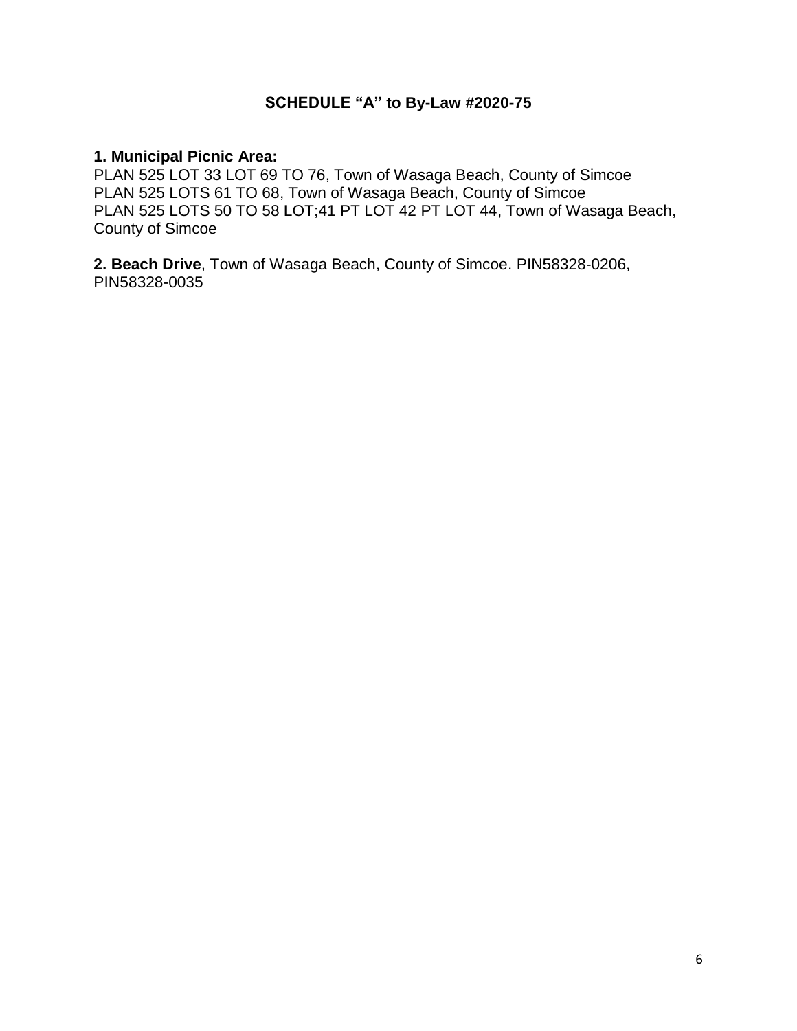## SCHEDULE "A" to By-Law #2020-75

**1. Municipal Picnic Area:**
PLAN 525 LOT 33 LOT 69 TO 76, Town of Wasaga Beach, County of Simcoe
PLAN 525 LOTS 61 TO 68, Town of Wasaga Beach, County of Simcoe
PLAN 525 LOTS 50 TO 58 LOT;41 PT LOT 42 PT LOT 44, Town of Wasaga Beach, County of Simcoe

**2. Beach Drive**, Town of Wasaga Beach, County of Simcoe. PIN58328-0206, PIN58328-0035